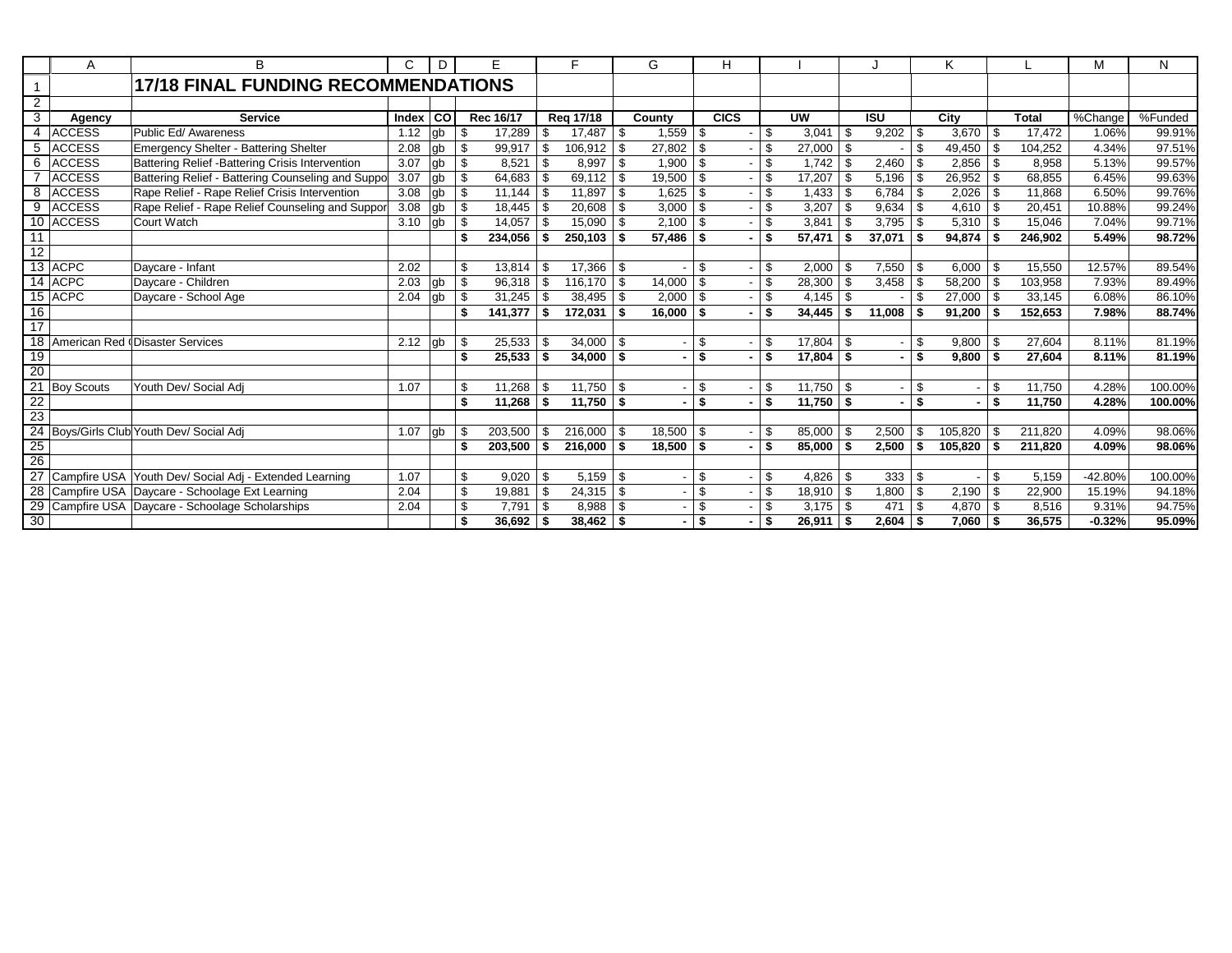# 17/18 FINAL FUNDING RECOMMENDATIONS

| Agency | Service | Index | CO | Rec 16/17 | Req 17/18 | County | CICS | UW | ISU | City | Total | %Change | %Funded |
|---|---|---|---|---|---|---|---|---|---|---|---|---|---|
| ACCESS | Public Ed/ Awareness | 1.12 | gb | $ 17,289 | $ 17,487 | $ 1,559 | $ - | $ 3,041 | $ 9,202 | $ 3,670 | $ 17,472 | 1.06% | 99.91% |
| ACCESS | Emergency Shelter - Battering Shelter | 2.08 | gb | $ 99,917 | $ 106,912 | $ 27,802 | $ - | $ 27,000 | $ - | $ 49,450 | $ 104,252 | 4.34% | 97.51% |
| ACCESS | Battering Relief -Battering Crisis Intervention | 3.07 | gb | $ 8,521 | $ 8,997 | $ 1,900 | $ - | $ 1,742 | $ 2,460 | $ 2,856 | $ 8,958 | 5.13% | 99.57% |
| ACCESS | Battering Relief - Battering Counseling and Suppo | 3.07 | gb | $ 64,683 | $ 69,112 | $ 19,500 | $ - | $ 17,207 | $ 5,196 | $ 26,952 | $ 68,855 | 6.45% | 99.63% |
| ACCESS | Rape Relief - Rape Relief Crisis Intervention | 3.08 | gb | $ 11,144 | $ 11,897 | $ 1,625 | $ - | $ 1,433 | $ 6,784 | $ 2,026 | $ 11,868 | 6.50% | 99.76% |
| ACCESS | Rape Relief - Rape Relief Counseling and Suppor | 3.08 | gb | $ 18,445 | $ 20,608 | $ 3,000 | $ - | $ 3,207 | $ 9,634 | $ 4,610 | $ 20,451 | 10.88% | 99.24% |
| ACCESS | Court Watch | 3.10 | gb | $ 14,057 | $ 15,090 | $ 2,100 | $ - | $ 3,841 | $ 3,795 | $ 5,310 | $ 15,046 | 7.04% | 99.71% |
| | | | | **$ 234,056** | **$ 250,103** | **$ 57,486** | **$ -** | **$ 57,471** | **$ 37,071** | **$ 94,874** | **$ 246,902** | **5.49%** | **98.72%** |
| | | | | | | | | | | | | | |
| ACPC | Daycare - Infant | 2.02 | | $ 13,814 | $ 17,366 | $ - | $ - | $ 2,000 | $ 7,550 | $ 6,000 | $ 15,550 | 12.57% | 89.54% |
| ACPC | Daycare - Children | 2.03 | gb | $ 96,318 | $ 116,170 | $ 14,000 | $ - | $ 28,300 | $ 3,458 | $ 58,200 | $ 103,958 | 7.93% | 89.49% |
| ACPC | Daycare - School Age | 2.04 | gb | $ 31,245 | $ 38,495 | $ 2,000 | $ - | $ 4,145 | $ - | $ 27,000 | $ 33,145 | 6.08% | 86.10% |
| | | | | **$ 141,377** | **$ 172,031** | **$ 16,000** | **$ -** | **$ 34,445** | **$ 11,008** | **$ 91,200** | **$ 152,653** | **7.98%** | **88.74%** |
| | | | | | | | | | | | | | |
| American Red C | Disaster Services | 2.12 | gb | $ 25,533 | $ 34,000 | $ - | $ - | $ 17,804 | $ - | $ 9,800 | $ 27,604 | 8.11% | 81.19% |
| | | | | **$ 25,533** | **$ 34,000** | **$ -** | **$ -** | **$ 17,804** | **$ -** | **$ 9,800** | **$ 27,604** | **8.11%** | **81.19%** |
| | | | | | | | | | | | | | |
| Boy Scouts | Youth Dev/ Social Adj | 1.07 | | $ 11,268 | $ 11,750 | $ - | $ - | $ 11,750 | $ - | $ - | $ 11,750 | 4.28% | 100.00% |
| | | | | **$ 11,268** | **$ 11,750** | **$ -** | **$ -** | **$ 11,750** | **$ -** | **$ -** | **$ 11,750** | **4.28%** | **100.00%** |
| | | | | | | | | | | | | | |
| Boys/Girls Club | Youth Dev/ Social Adj | 1.07 | gb | $ 203,500 | $ 216,000 | $ 18,500 | $ - | $ 85,000 | $ 2,500 | $ 105,820 | $ 211,820 | 4.09% | 98.06% |
| | | | | **$ 203,500** | **$ 216,000** | **$ 18,500** | **$ -** | **$ 85,000** | **$ 2,500** | **$ 105,820** | **$ 211,820** | **4.09%** | **98.06%** |
| | | | | | | | | | | | | | |
| Campfire USA | Youth Dev/ Social Adj - Extended Learning | 1.07 | | $ 9,020 | $ 5,159 | $ - | $ - | $ 4,826 | $ 333 | $ - | $ 5,159 | -42.80% | 100.00% |
| Campfire USA | Daycare - Schoolage Ext Learning | 2.04 | | $ 19,881 | $ 24,315 | $ - | $ - | $ 18,910 | $ 1,800 | $ 2,190 | $ 22,900 | 15.19% | 94.18% |
| Campfire USA | Daycare - Schoolage Scholarships | 2.04 | | $ 7,791 | $ 8,988 | $ - | $ - | $ 3,175 | $ 471 | $ 4,870 | $ 8,516 | 9.31% | 94.75% |
| | | | | **$ 36,692** | **$ 38,462** | **$ -** | **$ -** | **$ 26,911** | **$ 2,604** | **$ 7,060** | **$ 36,575** | **-0.32%** | **95.09%** |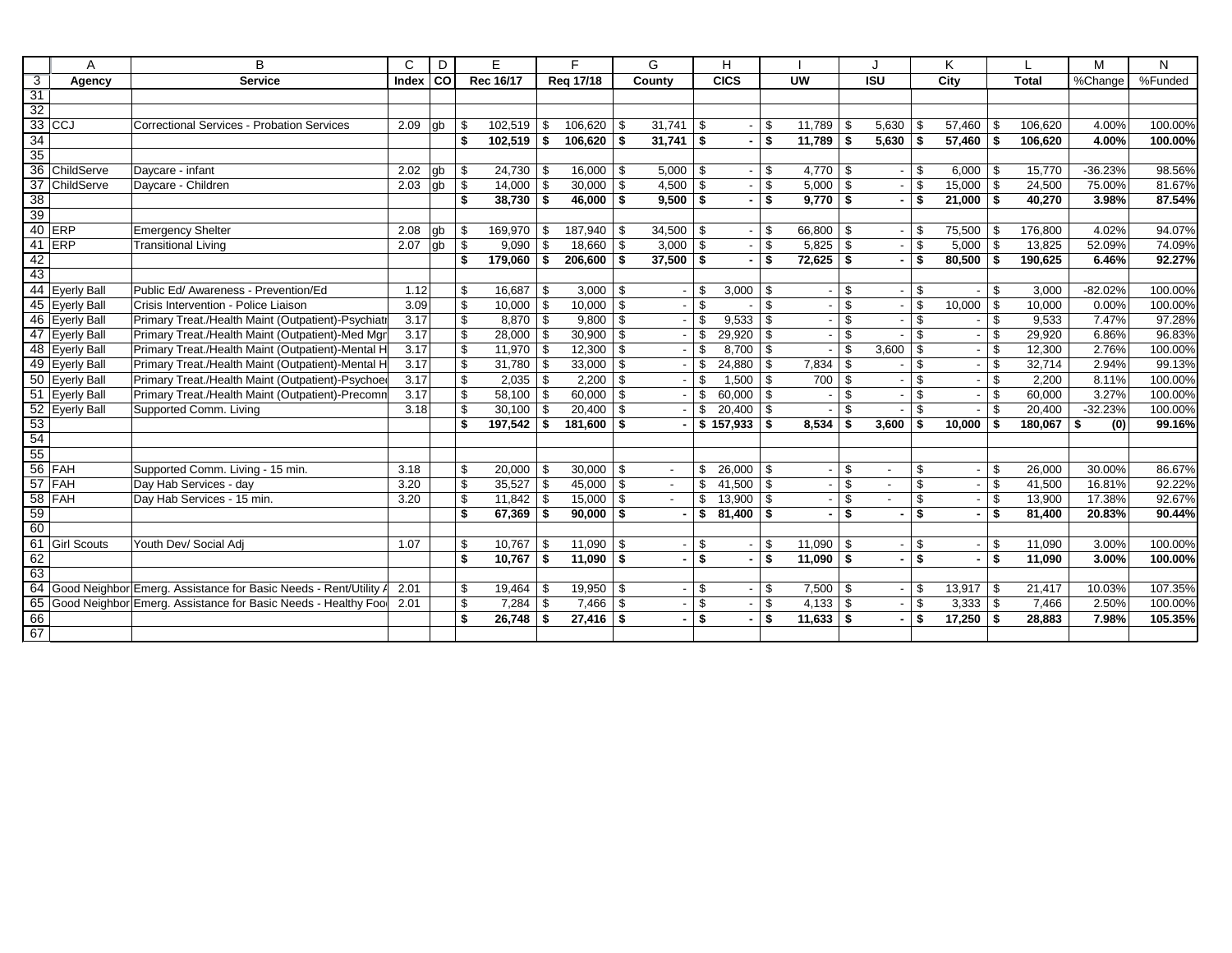| | A | B | C | D | E | F | G | H | I | J | K | L | M | N |
|---|---|---|---|---|---|---|---|---|---|---|---|---|---|---|
| 3 | Agency | Service | Index | CO | Rec 16/17 | Req 17/18 | County | CICS | UW | ISU | City | Total | %Change | %Funded |
| 31 | | | | | | | | | | | | | | |
| 32 | | | | | | | | | | | | | | |
| 33 | CCJ | Correctional Services - Probation Services | 2.09 | gb | $ 102,519 | $ 106,620 | $ 31,741 | $ - | $ 11,789 | $ 5,630 | $ 57,460 | $ 106,620 | 4.00% | 100.00% |
| 34 | | | | | **$ 102,519** | **$ 106,620** | **$ 31,741** | **$ -** | **$ 11,789** | **$ 5,630** | **$ 57,460** | **$ 106,620** | **4.00%** | **100.00%** |
| 35 | | | | | | | | | | | | | | |
| 36 | ChildServe | Daycare - infant | 2.02 | gb | $ 24,730 | $ 16,000 | $ 5,000 | $ - | $ 4,770 | $ - | $ 6,000 | $ 15,770 | -36.23% | 98.56% |
| 37 | ChildServe | Daycare - Children | 2.03 | gb | $ 14,000 | $ 30,000 | $ 4,500 | $ - | $ 5,000 | $ - | $ 15,000 | $ 24,500 | 75.00% | 81.67% |
| 38 | | | | | **$ 38,730** | **$ 46,000** | **$ 9,500** | **$ -** | **$ 9,770** | **$ -** | **$ 21,000** | **$ 40,270** | **3.98%** | **87.54%** |
| 39 | | | | | | | | | | | | | | |
| 40 | ERP | Emergency Shelter | 2.08 | gb | $ 169,970 | $ 187,940 | $ 34,500 | $ - | $ 66,800 | $ - | $ 75,500 | $ 176,800 | 4.02% | 94.07% |
| 41 | ERP | Transitional Living | 2.07 | gb | $ 9,090 | $ 18,660 | $ 3,000 | $ - | $ 5,825 | $ - | $ 5,000 | $ 13,825 | 52.09% | 74.09% |
| 42 | | | | | **$ 179,060** | **$ 206,600** | **$ 37,500** | **$ -** | **$ 72,625** | **$ -** | **$ 80,500** | **$ 190,625** | **6.46%** | **92.27%** |
| 43 | | | | | | | | | | | | | | |
| 44 | Everly Ball | Public Ed/ Awareness - Prevention/Ed | 1.12 | | $ 16,687 | $ 3,000 | $ - | $ 3,000 | $ - | $ - | $ - | $ 3,000 | -82.02% | 100.00% |
| 45 | Everly Ball | Crisis Intervention - Police Liaison | 3.09 | | $ 10,000 | $ 10,000 | $ - | $ - | $ - | $ - | $ 10,000 | $ 10,000 | 0.00% | 100.00% |
| 46 | Everly Ball | Primary Treat./Health Maint (Outpatient)-Psychiatr | 3.17 | | $ 8,870 | $ 9,800 | $ - | $ 9,533 | $ - | $ - | $ - | $ 9,533 | 7.47% | 97.28% |
| 47 | Everly Ball | Primary Treat./Health Maint (Outpatient)-Med Mgr | 3.17 | | $ 28,000 | $ 30,900 | $ - | $ 29,920 | $ - | $ - | $ - | $ 29,920 | 6.86% | 96.83% |
| 48 | Everly Ball | Primary Treat./Health Maint (Outpatient)-Mental H | 3.17 | | $ 11,970 | $ 12,300 | $ - | $ 8,700 | $ - | $ 3,600 | $ - | $ 12,300 | 2.76% | 100.00% |
| 49 | Everly Ball | Primary Treat./Health Maint (Outpatient)-Mental H | 3.17 | | $ 31,780 | $ 33,000 | $ - | $ 24,880 | $ 7,834 | $ - | $ - | $ 32,714 | 2.94% | 99.13% |
| 50 | Everly Ball | Primary Treat./Health Maint (Outpatient)-Psychoe | 3.17 | | $ 2,035 | $ 2,200 | $ - | $ 1,500 | $ 700 | $ - | $ - | $ 2,200 | 8.11% | 100.00% |
| 51 | Everly Ball | Primary Treat./Health Maint (Outpatient)-Precomn | 3.17 | | $ 58,100 | $ 60,000 | $ - | $ 60,000 | $ - | $ - | $ - | $ 60,000 | 3.27% | 100.00% |
| 52 | Everly Ball | Supported Comm. Living | 3.18 | | $ 30,100 | $ 20,400 | $ - | $ 20,400 | $ - | $ - | $ - | $ 20,400 | -32.23% | 100.00% |
| 53 | | | | | **$ 197,542** | **$ 181,600** | **$ -** | **$ 157,933** | **$ 8,534** | **$ 3,600** | **$ 10,000** | **$ 180,067** | **$ (0)** | **99.16%** |
| 54 | | | | | | | | | | | | | | |
| 55 | | | | | | | | | | | | | | |
| 56 | FAH | Supported Comm. Living - 15 min. | 3.18 | | $ 20,000 | $ 30,000 | $ - | $ 26,000 | $ - | $ - | $ - | $ 26,000 | 30.00% | 86.67% |
| 57 | FAH | Day Hab Services - day | 3.20 | | $ 35,527 | $ 45,000 | $ - | $ 41,500 | $ - | $ - | $ - | $ 41,500 | 16.81% | 92.22% |
| 58 | FAH | Day Hab Services - 15 min. | 3.20 | | $ 11,842 | $ 15,000 | $ - | $ 13,900 | $ - | $ - | $ - | $ 13,900 | 17.38% | 92.67% |
| 59 | | | | | **$ 67,369** | **$ 90,000** | **$ -** | **$ 81,400** | **$ -** | **$ -** | **$ -** | **$ 81,400** | **20.83%** | **90.44%** |
| 60 | | | | | | | | | | | | | | |
| 61 | Girl Scouts | Youth Dev/ Social Adj | 1.07 | | $ 10,767 | $ 11,090 | $ - | $ - | $ 11,090 | $ - | $ - | $ 11,090 | 3.00% | 100.00% |
| 62 | | | | | **$ 10,767** | **$ 11,090** | **$ -** | **$ -** | **$ 11,090** | **$ -** | **$ -** | **$ 11,090** | **3.00%** | **100.00%** |
| 63 | | | | | | | | | | | | | | |
| 64 | Good Neighbor | Emerg. Assistance for Basic Needs - Rent/Utility A | 2.01 | | $ 19,464 | $ 19,950 | $ - | $ - | $ 7,500 | $ - | $ 13,917 | $ 21,417 | 10.03% | 107.35% |
| 65 | Good Neighbor | Emerg. Assistance for Basic Needs - Healthy Foo | 2.01 | | $ 7,284 | $ 7,466 | $ - | $ - | $ 4,133 | $ - | $ 3,333 | $ 7,466 | 2.50% | 100.00% |
| 66 | | | | | **$ 26,748** | **$ 27,416** | **$ -** | **$ -** | **$ 11,633** | **$ -** | **$ 17,250** | **$ 28,883** | **7.98%** | **105.35%** |
| 67 | | | | | | | | | | | | | | |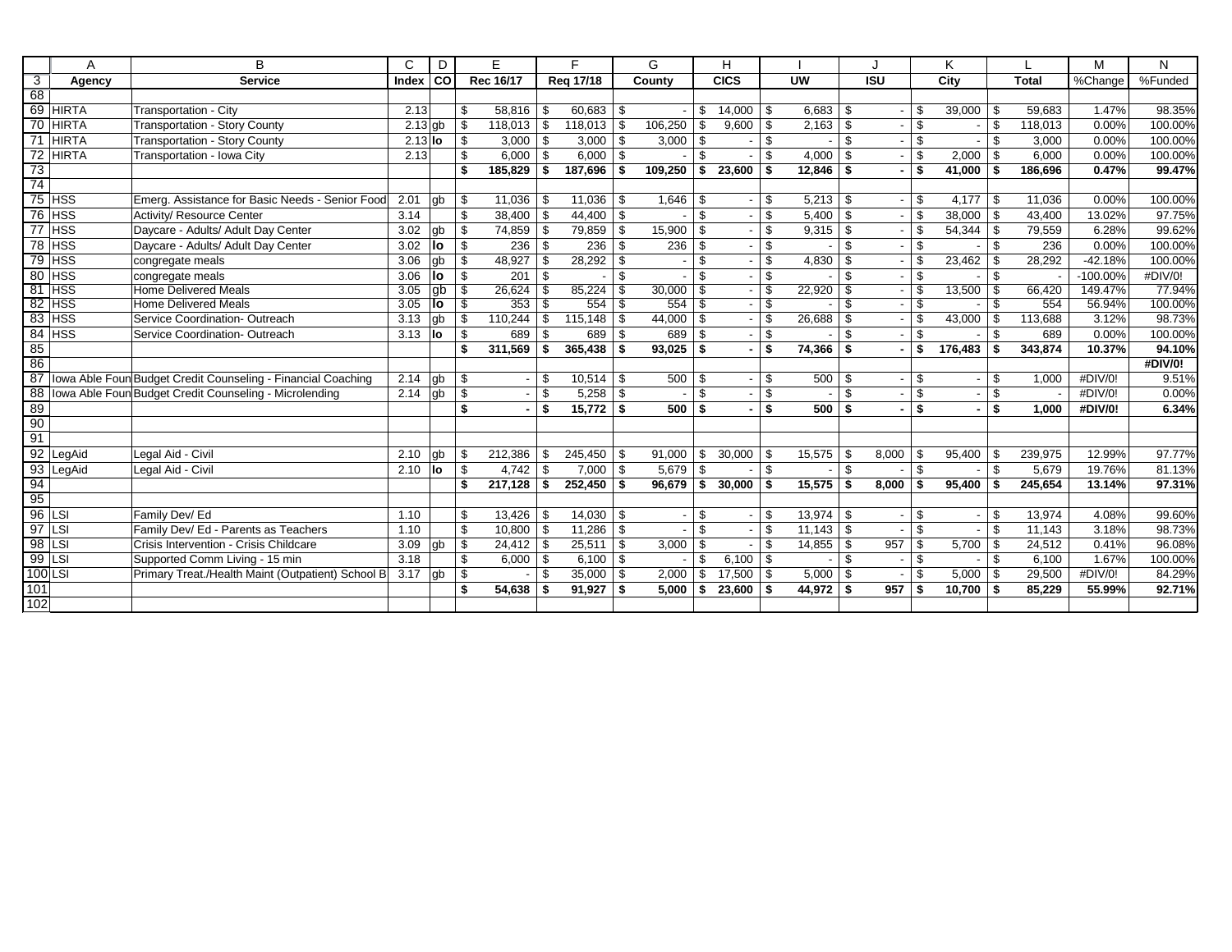| | A | B | C | D | E | F | G | H | I | J | K | L | M | N |
|---|---|---|---|---|---|---|---|---|---|---|---|---|---|---|
| 3 | Agency | Service | Index | CO | Rec 16/17 | Req 17/18 | County | CICS | UW | ISU | City | Total | %Change | %Funded |
| 68 | | | | | | | | | | | | | | |
| 69 | HIRTA | Transportation - City | 2.13 | | $ 58,816 | $ 60,683 | $ - | $ 14,000 | $ 6,683 | $ - | $ 39,000 | $ 59,683 | 1.47% | 98.35% |
| 70 | HIRTA | Transportation - Story County | 2.13 | gb | $ 118,013 | $ 118,013 | $ 106,250 | $ 9,600 | $ 2,163 | $ - | $ - | $ 118,013 | 0.00% | 100.00% |
| 71 | HIRTA | Transportation - Story County | 2.13 | lo | $ 3,000 | $ 3,000 | $ 3,000 | $ - | $ - | $ - | $ - | $ 3,000 | 0.00% | 100.00% |
| 72 | HIRTA | Transportation - Iowa City | 2.13 | | $ 6,000 | $ 6,000 | $ - | $ - | $ 4,000 | $ - | $ 2,000 | $ 6,000 | 0.00% | 100.00% |
| 73 | | | | | **$ 185,829** | **$ 187,696** | **$ 109,250** | **$ 23,600** | **$ 12,846** | **$ -** | **$ 41,000** | **$ 186,696** | **0.47%** | **99.47%** |
| 74 | | | | | | | | | | | | | | |
| 75 | HSS | Emerg. Assistance for Basic Needs - Senior Food | 2.01 | gb | $ 11,036 | $ 11,036 | $ 1,646 | $ - | $ 5,213 | $ - | $ 4,177 | $ 11,036 | 0.00% | 100.00% |
| 76 | HSS | Activity/ Resource Center | 3.14 | | $ 38,400 | $ 44,400 | $ - | $ - | $ 5,400 | $ - | $ 38,000 | $ 43,400 | 13.02% | 97.75% |
| 77 | HSS | Daycare - Adults/ Adult Day Center | 3.02 | gb | $ 74,859 | $ 79,859 | $ 15,900 | $ - | $ 9,315 | $ - | $ 54,344 | $ 79,559 | 6.28% | 99.62% |
| 78 | HSS | Daycare - Adults/ Adult Day Center | 3.02 | lo | $ 236 | $ 236 | $ 236 | $ - | $ - | $ - | $ - | $ 236 | 0.00% | 100.00% |
| 79 | HSS | congregate meals | 3.06 | gb | $ 48,927 | $ 28,292 | $ - | $ - | $ 4,830 | $ - | $ 23,462 | $ 28,292 | -42.18% | 100.00% |
| 80 | HSS | congregate meals | 3.06 | lo | $ 201 | $ - | $ - | $ - | $ - | $ - | $ - | $ - | -100.00% | #DIV/0! |
| 81 | HSS | Home Delivered Meals | 3.05 | gb | $ 26,624 | $ 85,224 | $ 30,000 | $ - | $ 22,920 | $ - | $ 13,500 | $ 66,420 | 149.47% | 77.94% |
| 82 | HSS | Home Delivered Meals | 3.05 | lo | $ 353 | $ 554 | $ 554 | $ - | $ - | $ - | $ - | $ 554 | 56.94% | 100.00% |
| 83 | HSS | Service Coordination- Outreach | 3.13 | gb | $ 110,244 | $ 115,148 | $ 44,000 | $ - | $ 26,688 | $ - | $ 43,000 | $ 113,688 | 3.12% | 98.73% |
| 84 | HSS | Service Coordination- Outreach | 3.13 | lo | $ 689 | $ 689 | $ 689 | $ - | $ - | $ - | $ - | $ 689 | 0.00% | 100.00% |
| 85 | | | | | **$ 311,569** | **$ 365,438** | **$ 93,025** | **$ -** | **$ 74,366** | **$ -** | **$ 176,483** | **$ 343,874** | **10.37%** | **94.10%** |
| 86 | | | | | | | | | | | | | | **#DIV/0!** |
| 87 | Iowa Able Foun | Budget Credit Counseling - Financial Coaching | 2.14 | gb | $ - | $ 10,514 | $ 500 | $ - | $ 500 | $ - | $ - | $ 1,000 | #DIV/0! | 9.51% |
| 88 | Iowa Able Foun | Budget Credit Counseling - Microlending | 2.14 | gb | $ - | $ 5,258 | $ - | $ - | $ - | $ - | $ - | $ - | #DIV/0! | 0.00% |
| 89 | | | | | **$ -** | **$ 15,772** | **$ 500** | **$ -** | **$ 500** | **$ -** | **$ -** | **$ 1,000** | **#DIV/0!** | **6.34%** |
| 90 | | | | | | | | | | | | | | |
| 91 | | | | | | | | | | | | | | |
| 92 | LegAid | Legal Aid - Civil | 2.10 | gb | $ 212,386 | $ 245,450 | $ 91,000 | $ 30,000 | $ 15,575 | $ 8,000 | $ 95,400 | $ 239,975 | 12.99% | 97.77% |
| 93 | LegAid | Legal Aid - Civil | 2.10 | lo | $ 4,742 | $ 7,000 | $ 5,679 | $ - | $ - | $ - | $ - | $ 5,679 | 19.76% | 81.13% |
| 94 | | | | | **$ 217,128** | **$ 252,450** | **$ 96,679** | **$ 30,000** | **$ 15,575** | **$ 8,000** | **$ 95,400** | **$ 245,654** | **13.14%** | **97.31%** |
| 95 | | | | | | | | | | | | | | |
| 96 | LSI | Family Dev/ Ed | 1.10 | | $ 13,426 | $ 14,030 | $ - | $ - | $ 13,974 | $ - | $ - | $ 13,974 | 4.08% | 99.60% |
| 97 | LSI | Family Dev/ Ed - Parents as Teachers | 1.10 | | $ 10,800 | $ 11,286 | $ - | $ - | $ 11,143 | $ - | $ - | $ 11,143 | 3.18% | 98.73% |
| 98 | LSI | Crisis Intervention - Crisis Childcare | 3.09 | gb | $ 24,412 | $ 25,511 | $ 3,000 | $ - | $ 14,855 | $ 957 | $ 5,700 | $ 24,512 | 0.41% | 96.08% |
| 99 | LSI | Supported Comm Living - 15 min | 3.18 | | $ 6,000 | $ 6,100 | $ - | $ 6,100 | $ - | $ - | $ - | $ 6,100 | 1.67% | 100.00% |
| 100 | LSI | Primary Treat./Health Maint (Outpatient) School B | 3.17 | gb | $ - | $ 35,000 | $ 2,000 | $ 17,500 | $ 5,000 | $ - | $ 5,000 | $ 29,500 | #DIV/0! | 84.29% |
| 101 | | | | | **$ 54,638** | **$ 91,927** | **$ 5,000** | **$ 23,600** | **$ 44,972** | **$ 957** | **$ 10,700** | **$ 85,229** | **55.99%** | **92.71%** |
| 102 | | | | | | | | | | | | | | |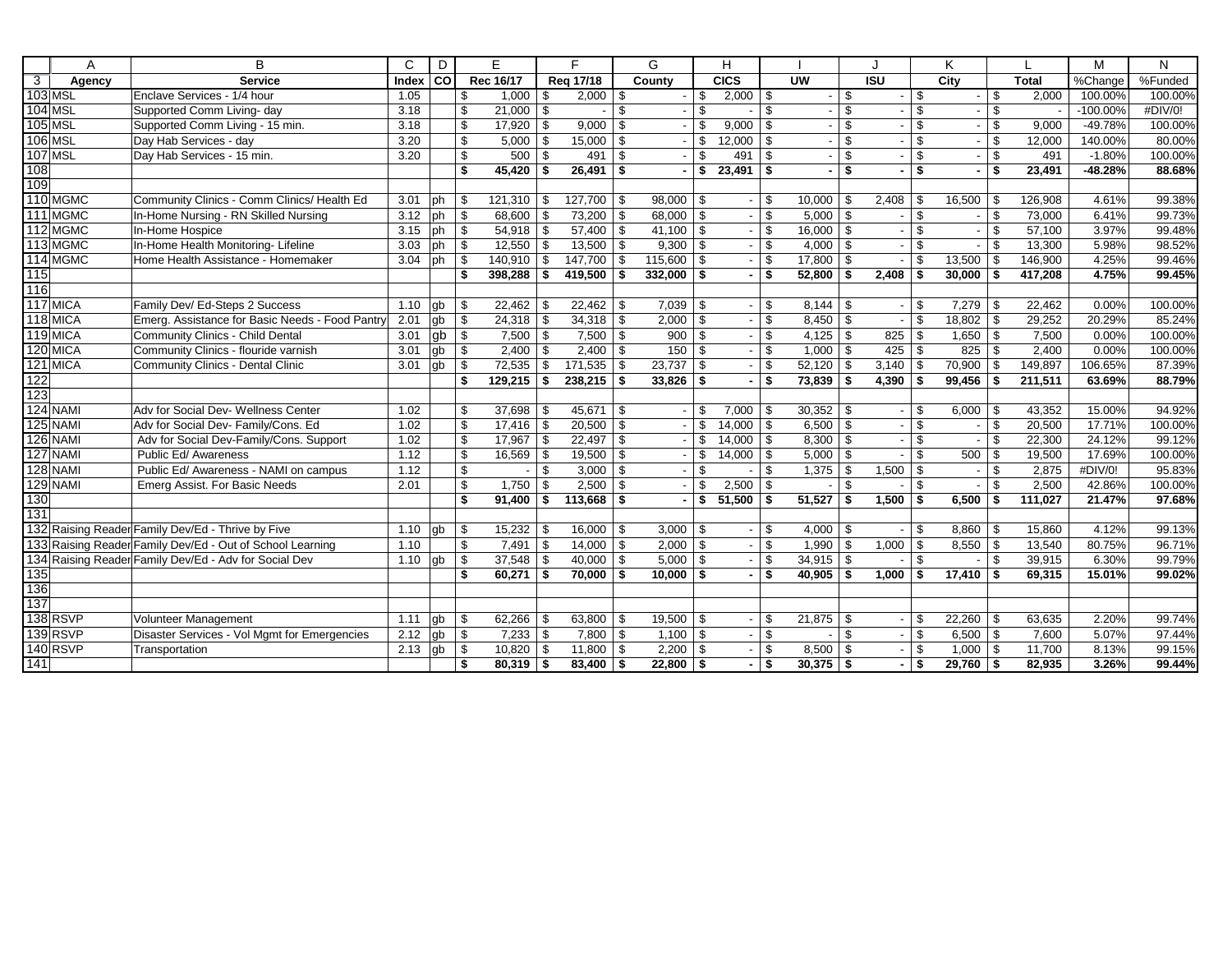| | A | B | C | D | E | F | G | H | I | J | K | L | M | N |
|---|---|---|---|---|---|---|---|---|---|---|---|---|---|---|
| 3 | Agency | Service | Index | CO | Rec 16/17 | Req 17/18 | County | CICS | UW | ISU | City | Total | %Change | %Funded |
| 103 | MSL | Enclave Services - 1/4 hour | 1.05 | | $ 1,000 | $ 2,000 | $ - | $ 2,000 | $ - | $ - | $ - | $ 2,000 | 100.00% | 100.00% |
| 104 | MSL | Supported Comm Living- day | 3.18 | | $ 21,000 | $ - | $ - | $ - | $ - | $ - | $ - | $ - | -100.00% | #DIV/0! |
| 105 | MSL | Supported Comm Living - 15 min. | 3.18 | | $ 17,920 | $ 9,000 | $ - | $ 9,000 | $ - | $ - | $ - | $ 9,000 | -49.78% | 100.00% |
| 106 | MSL | Day Hab Services - day | 3.20 | | $ 5,000 | $ 15,000 | $ - | $ 12,000 | $ - | $ - | $ - | $ 12,000 | 140.00% | 80.00% |
| 107 | MSL | Day Hab Services - 15 min. | 3.20 | | $ 500 | $ 491 | $ - | $ 491 | $ - | $ - | $ - | $ 491 | -1.80% | 100.00% |
| 108 | | | | | **$ 45,420** | **$ 26,491** | **$ -** | **$ 23,491** | **$ -** | **$ -** | **$ -** | **$ 23,491** | **-48.28%** | **88.68%** |
| 109 | | | | | | | | | | | | | | |
| 110 | MGMC | Community Clinics - Comm Clinics/ Health Ed | 3.01 | ph | $ 121,310 | $ 127,700 | $ 98,000 | $ - | $ 10,000 | $ 2,408 | $ 16,500 | $ 126,908 | 4.61% | 99.38% |
| 111 | MGMC | In-Home Nursing - RN Skilled Nursing | 3.12 | ph | $ 68,600 | $ 73,200 | $ 68,000 | $ - | $ 5,000 | $ - | $ - | $ 73,000 | 6.41% | 99.73% |
| 112 | MGMC | In-Home Hospice | 3.15 | ph | $ 54,918 | $ 57,400 | $ 41,100 | $ - | $ 16,000 | $ - | $ - | $ 57,100 | 3.97% | 99.48% |
| 113 | MGMC | In-Home Health Monitoring- Lifeline | 3.03 | ph | $ 12,550 | $ 13,500 | $ 9,300 | $ - | $ 4,000 | $ - | $ - | $ 13,300 | 5.98% | 98.52% |
| 114 | MGMC | Home Health Assistance - Homemaker | 3.04 | ph | $ 140,910 | $ 147,700 | $ 115,600 | $ - | $ 17,800 | $ - | $ 13,500 | $ 146,900 | 4.25% | 99.46% |
| 115 | | | | | **$ 398,288** | **$ 419,500** | **$ 332,000** | **$ -** | **$ 52,800** | **$ 2,408** | **$ 30,000** | **$ 417,208** | **4.75%** | **99.45%** |
| 116 | | | | | | | | | | | | | | |
| 117 | MICA | Family Dev/ Ed-Steps 2 Success | 1.10 | gb | $ 22,462 | $ 22,462 | $ 7,039 | $ - | $ 8,144 | $ - | $ 7,279 | $ 22,462 | 0.00% | 100.00% |
| 118 | MICA | Emerg. Assistance for Basic Needs - Food Pantry | 2.01 | gb | $ 24,318 | $ 34,318 | $ 2,000 | $ - | $ 8,450 | $ - | $ 18,802 | $ 29,252 | 20.29% | 85.24% |
| 119 | MICA | Community Clinics - Child Dental | 3.01 | gb | $ 7,500 | $ 7,500 | $ 900 | $ - | $ 4,125 | $ 825 | $ 1,650 | $ 7,500 | 0.00% | 100.00% |
| 120 | MICA | Community Clinics - flouride varnish | 3.01 | gb | $ 2,400 | $ 2,400 | $ 150 | $ - | $ 1,000 | $ 425 | $ 825 | $ 2,400 | 0.00% | 100.00% |
| 121 | MICA | Community Clinics - Dental Clinic | 3.01 | gb | $ 72,535 | $ 171,535 | $ 23,737 | $ - | $ 52,120 | $ 3,140 | $ 70,900 | $ 149,897 | 106.65% | 87.39% |
| 122 | | | | | **$ 129,215** | **$ 238,215** | **$ 33,826** | **$ -** | **$ 73,839** | **$ 4,390** | **$ 99,456** | **$ 211,511** | **63.69%** | **88.79%** |
| 123 | | | | | | | | | | | | | | |
| 124 | NAMI | Adv for Social Dev- Wellness Center | 1.02 | | $ 37,698 | $ 45,671 | $ - | $ 7,000 | $ 30,352 | $ - | $ 6,000 | $ 43,352 | 15.00% | 94.92% |
| 125 | NAMI | Adv for Social Dev- Family/Cons. Ed | 1.02 | | $ 17,416 | $ 20,500 | $ - | $ 14,000 | $ 6,500 | $ - | $ - | $ 20,500 | 17.71% | 100.00% |
| 126 | NAMI | Adv for Social Dev-Family/Cons. Support | 1.02 | | $ 17,967 | $ 22,497 | $ - | $ 14,000 | $ 8,300 | $ - | $ - | $ 22,300 | 24.12% | 99.12% |
| 127 | NAMI | Public Ed/ Awareness | 1.12 | | $ 16,569 | $ 19,500 | $ - | $ 14,000 | $ 5,000 | $ - | $ 500 | $ 19,500 | 17.69% | 100.00% |
| 128 | NAMI | Public Ed/ Awareness - NAMI on campus | 1.12 | | $ - | $ 3,000 | $ - | $ - | $ 1,375 | $ 1,500 | $ - | $ 2,875 | #DIV/0! | 95.83% |
| 129 | NAMI | Emerg Assist. For Basic Needs | 2.01 | | $ 1,750 | $ 2,500 | $ - | $ 2,500 | $ - | $ - | $ - | $ 2,500 | 42.86% | 100.00% |
| 130 | | | | | **$ 91,400** | **$ 113,668** | **$ -** | **$ 51,500** | **$ 51,527** | **$ 1,500** | **$ 6,500** | **$ 111,027** | **21.47%** | **97.68%** |
| 131 | | | | | | | | | | | | | | |
| 132 | Raising Reader | Family Dev/Ed - Thrive by Five | 1.10 | gb | $ 15,232 | $ 16,000 | $ 3,000 | $ - | $ 4,000 | $ - | $ 8,860 | $ 15,860 | 4.12% | 99.13% |
| 133 | Raising Reader | Family Dev/Ed - Out of School Learning | 1.10 | | $ 7,491 | $ 14,000 | $ 2,000 | $ - | $ 1,990 | $ 1,000 | $ 8,550 | $ 13,540 | 80.75% | 96.71% |
| 134 | Raising Reader | Family Dev/Ed - Adv for Social Dev | 1.10 | gb | $ 37,548 | $ 40,000 | $ 5,000 | $ - | $ 34,915 | $ - | $ - | $ 39,915 | 6.30% | 99.79% |
| 135 | | | | | **$ 60,271** | **$ 70,000** | **$ 10,000** | **$ -** | **$ 40,905** | **$ 1,000** | **$ 17,410** | **$ 69,315** | **15.01%** | **99.02%** |
| 136 | | | | | | | | | | | | | | |
| 137 | | | | | | | | | | | | | | |
| 138 | RSVP | Volunteer Management | 1.11 | gb | $ 62,266 | $ 63,800 | $ 19,500 | $ - | $ 21,875 | $ - | $ 22,260 | $ 63,635 | 2.20% | 99.74% |
| 139 | RSVP | Disaster Services - Vol Mgmt for Emergencies | 2.12 | gb | $ 7,233 | $ 7,800 | $ 1,100 | $ - | $ - | $ - | $ 6,500 | $ 7,600 | 5.07% | 97.44% |
| 140 | RSVP | Transportation | 2.13 | gb | $ 10,820 | $ 11,800 | $ 2,200 | $ - | $ 8,500 | $ - | $ 1,000 | $ 11,700 | 8.13% | 99.15% |
| 141 | | | | | **$ 80,319** | **$ 83,400** | **$ 22,800** | **$ -** | **$ 30,375** | **$ -** | **$ 29,760** | **$ 82,935** | **3.26%** | **99.44%** |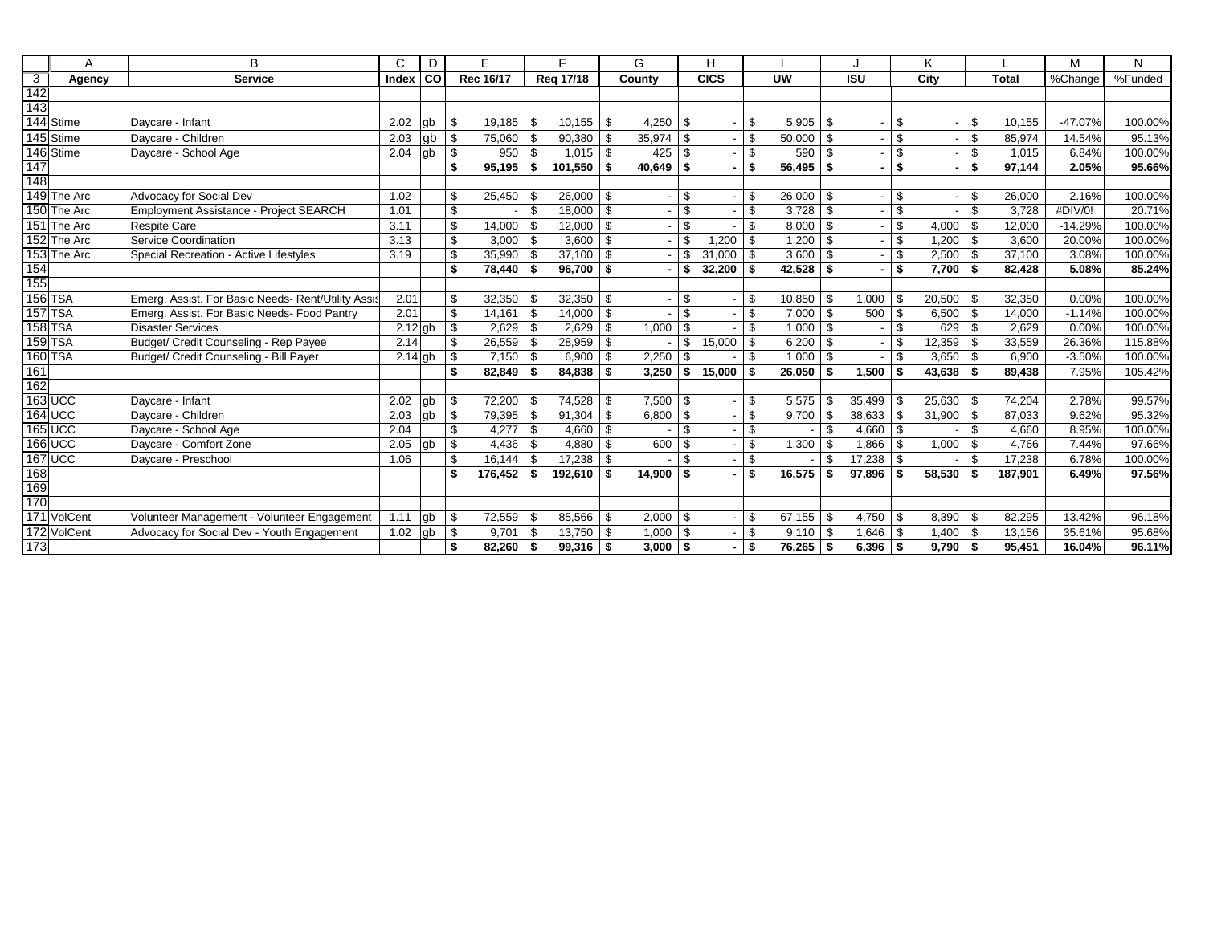| | A | B | C | D | E | F | G | H | I | J | K | L | M | N |
|---|---|---|---|---|---|---|---|---|---|---|---|---|---|---|
| 3 | Agency | Service | Index | CO | Rec 16/17 | Req 17/18 | County | CICS | UW | ISU | City | Total | %Change | %Funded |
| 142 | | | | | | | | | | | | | | |
| 143 | | | | | | | | | | | | | | |
| 144 | Stime | Daycare - Infant | 2.02 | gb | $ 19,185 | $ 10,155 | $ 4,250 | $ - | $ 5,905 | $ - | $ - | $ 10,155 | -47.07% | 100.00% |
| 145 | Stime | Daycare - Children | 2.03 | gb | $ 75,060 | $ 90,380 | $ 35,974 | $ - | $ 50,000 | $ - | $ - | $ 85,974 | 14.54% | 95.13% |
| 146 | Stime | Daycare - School Age | 2.04 | gb | $ 950 | $ 1,015 | $ 425 | $ - | $ 590 | $ - | $ - | $ 1,015 | 6.84% | 100.00% |
| 147 | | | | | **$ 95,195** | **$ 101,550** | **$ 40,649** | **$ -** | **$ 56,495** | **$ -** | **$ -** | **$ 97,144** | **2.05%** | **95.66%** |
| 148 | | | | | | | | | | | | | | |
| 149 | The Arc | Advocacy for Social Dev | 1.02 | | $ 25,450 | $ 26,000 | $ - | $ - | $ 26,000 | $ - | $ - | $ 26,000 | 2.16% | 100.00% |
| 150 | The Arc | Employment Assistance - Project SEARCH | 1.01 | | $ - | $ 18,000 | $ - | $ - | $ 3,728 | $ - | $ - | $ 3,728 | #DIV/0! | 20.71% |
| 151 | The Arc | Respite Care | 3.11 | | $ 14,000 | $ 12,000 | $ - | $ - | $ 8,000 | $ - | $ 4,000 | $ 12,000 | -14.29% | 100.00% |
| 152 | The Arc | Service Coordination | 3.13 | | $ 3,000 | $ 3,600 | $ - | $ 1,200 | $ 1,200 | $ - | $ 1,200 | $ 3,600 | 20.00% | 100.00% |
| 153 | The Arc | Special Recreation - Active Lifestyles | 3.19 | | $ 35,990 | $ 37,100 | $ - | $ 31,000 | $ 3,600 | $ - | $ 2,500 | $ 37,100 | 3.08% | 100.00% |
| 154 | | | | | **$ 78,440** | **$ 96,700** | **$ -** | **$ 32,200** | **$ 42,528** | **$ -** | **$ 7,700** | **$ 82,428** | **5.08%** | **85.24%** |
| 155 | | | | | | | | | | | | | | |
| 156 | TSA | Emerg. Assist. For Basic Needs- Rent/Utility Assis | 2.01 | | $ 32,350 | $ 32,350 | $ - | $ - | $ 10,850 | $ 1,000 | $ 20,500 | $ 32,350 | 0.00% | 100.00% |
| 157 | TSA | Emerg. Assist. For Basic Needs- Food Pantry | 2.01 | | $ 14,161 | $ 14,000 | $ - | $ - | $ 7,000 | $ 500 | $ 6,500 | $ 14,000 | -1.14% | 100.00% |
| 158 | TSA | Disaster Services | 2.12 | gb | $ 2,629 | $ 2,629 | $ 1,000 | $ - | $ 1,000 | $ - | $ 629 | $ 2,629 | 0.00% | 100.00% |
| 159 | TSA | Budget/ Credit Counseling - Rep Payee | 2.14 | | $ 26,559 | $ 28,959 | $ - | $ 15,000 | $ 6,200 | $ - | $ 12,359 | $ 33,559 | 26.36% | 115.88% |
| 160 | TSA | Budget/ Credit Counseling - Bill Payer | 2.14 | gb | $ 7,150 | $ 6,900 | $ 2,250 | $ - | $ 1,000 | $ - | $ 3,650 | $ 6,900 | -3.50% | 100.00% |
| 161 | | | | | **$ 82,849** | **$ 84,838** | **$ 3,250** | **$ 15,000** | **$ 26,050** | **$ 1,500** | **$ 43,638** | **$ 89,438** | **7.95%** | **105.42%** |
| 162 | | | | | | | | | | | | | | |
| 163 | UCC | Daycare - Infant | 2.02 | gb | $ 72,200 | $ 74,528 | $ 7,500 | $ - | $ 5,575 | $ 35,499 | $ 25,630 | $ 74,204 | 2.78% | 99.57% |
| 164 | UCC | Daycare - Children | 2.03 | gb | $ 79,395 | $ 91,304 | $ 6,800 | $ - | $ 9,700 | $ 38,633 | $ 31,900 | $ 87,033 | 9.62% | 95.32% |
| 165 | UCC | Daycare - School Age | 2.04 | | $ 4,277 | $ 4,660 | $ - | $ - | $ - | $ 4,660 | $ - | $ 4,660 | 8.95% | 100.00% |
| 166 | UCC | Daycare - Comfort Zone | 2.05 | gb | $ 4,436 | $ 4,880 | $ 600 | $ - | $ 1,300 | $ 1,866 | $ 1,000 | $ 4,766 | 7.44% | 97.66% |
| 167 | UCC | Daycare - Preschool | 1.06 | | $ 16,144 | $ 17,238 | $ - | $ - | $ - | $ 17,238 | $ - | $ 17,238 | 6.78% | 100.00% |
| 168 | | | | | **$ 176,452** | **$ 192,610** | **$ 14,900** | **$ -** | **$ 16,575** | **$ 97,896** | **$ 58,530** | **$ 187,901** | **6.49%** | **97.56%** |
| 169 | | | | | | | | | | | | | | |
| 170 | | | | | | | | | | | | | | |
| 171 | VolCent | Volunteer Management - Volunteer Engagement | 1.11 | gb | $ 72,559 | $ 85,566 | $ 2,000 | $ - | $ 67,155 | $ 4,750 | $ 8,390 | $ 82,295 | 13.42% | 96.18% |
| 172 | VolCent | Advocacy for Social Dev - Youth Engagement | 1.02 | gb | $ 9,701 | $ 13,750 | $ 1,000 | $ - | $ 9,110 | $ 1,646 | $ 1,400 | $ 13,156 | 35.61% | 95.68% |
| 173 | | | | | **$ 82,260** | **$ 99,316** | **$ 3,000** | **$ -** | **$ 76,265** | **$ 6,396** | **$ 9,790** | **$ 95,451** | **16.04%** | **96.11%** |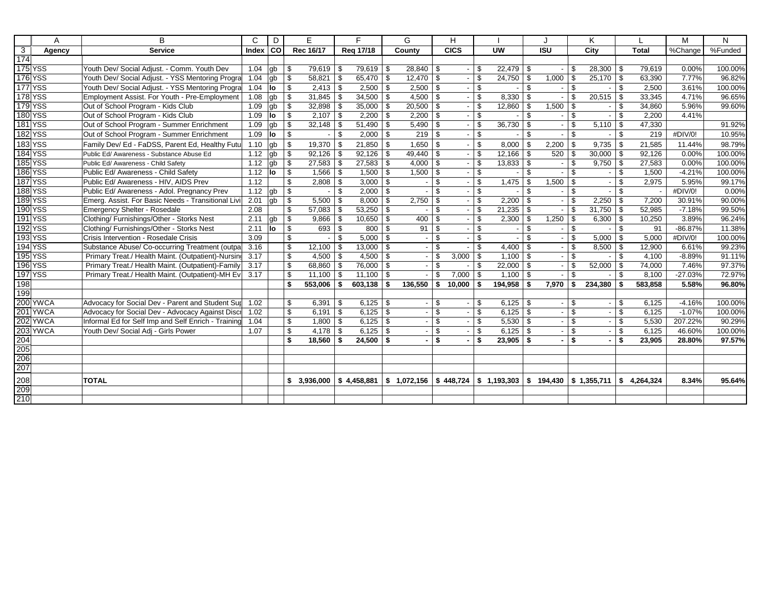| | A | B | C | D | E | F | G | H | I | J | K | L | M | N |
|---|---|---|---|---|---|---|---|---|---|---|---|---|---|---|
| 3 | Agency | Service | Index | CO | Rec 16/17 | Req 17/18 | County | CICS | UW | ISU | City | Total | %Change | %Funded |
| 174 | | | | | | | | | | | | | | |
| 175 | YSS | Youth Dev/ Social Adjust. - Comm. Youth Dev | 1.04 | gb | $ 79,619 | $ 79,619 | $ 28,840 | $ - | $ 22,479 | $ - | $ 28,300 | $ 79,619 | 0.00% | 100.00% |
| 176 | YSS | Youth Dev/ Social Adjust. - YSS Mentoring Progra | 1.04 | gb | $ 58,821 | $ 65,470 | $ 12,470 | $ - | $ 24,750 | $ 1,000 | $ 25,170 | $ 63,390 | 7.77% | 96.82% |
| 177 | YSS | Youth Dev/ Social Adjust. - YSS Mentoring Progra | 1.04 | lo | $ 2,413 | $ 2,500 | $ 2,500 | $ - | $ - | $ - | $ - | $ 2,500 | 3.61% | 100.00% |
| 178 | YSS | Employment Assist. For Youth - Pre-Employment | 1.08 | gb | $ 31,845 | $ 34,500 | $ 4,500 | $ - | $ 8,330 | $ - | $ 20,515 | $ 33,345 | 4.71% | 96.65% |
| 179 | YSS | Out of School Program - Kids Club | 1.09 | gb | $ 32,898 | $ 35,000 | $ 20,500 | $ - | $ 12,860 | $ 1,500 | $ - | $ 34,860 | 5.96% | 99.60% |
| 180 | YSS | Out of School Program - Kids Club | 1.09 | lo | $ 2,107 | $ 2,200 | $ 2,200 | $ - | $ - | $ - | $ - | $ 2,200 | 4.41% | |
| 181 | YSS | Out of School Program - Summer Enrichment | 1.09 | gb | $ 32,148 | $ 51,490 | $ 5,490 | $ - | $ 36,730 | $ - | $ 5,110 | $ 47,330 | | 91.92% |
| 182 | YSS | Out of School Program - Summer Enrichment | 1.09 | lo | $ - | $ 2,000 | $ 219 | $ - | $ - | $ - | $ - | $ 219 | #DIV/0! | 10.95% |
| 183 | YSS | Family Dev/ Ed - FaDSS, Parent Ed, Healthy Futu | 1.10 | gb | $ 19,370 | $ 21,850 | $ 1,650 | $ - | $ 8,000 | $ 2,200 | $ 9,735 | $ 21,585 | 11.44% | 98.79% |
| 184 | YSS | Public Ed/ Awareness - Substance Abuse Ed | 1.12 | gb | $ 92,126 | $ 92,126 | $ 49,440 | $ - | $ 12,166 | $ 520 | $ 30,000 | $ 92,126 | 0.00% | 100.00% |
| 185 | YSS | Public Ed/ Awareness - Child Safety | 1.12 | gb | $ 27,583 | $ 27,583 | $ 4,000 | $ - | $ 13,833 | $ - | $ 9,750 | $ 27,583 | 0.00% | 100.00% |
| 186 | YSS | Public Ed/ Awareness - Child Safety | 1.12 | lo | $ 1,566 | $ 1,500 | $ 1,500 | $ - | $ - | $ - | $ - | $ 1,500 | -4.21% | 100.00% |
| 187 | YSS | Public Ed/ Awareness - HIV, AIDS Prev | 1.12 | | $ 2,808 | $ 3,000 | $ - | $ - | $ 1,475 | $ 1,500 | $ - | $ 2,975 | 5.95% | 99.17% |
| 188 | YSS | Public Ed/ Awareness - Adol. Pregnancy Prev | 1.12 | gb | $ - | $ 2,000 | $ - | $ - | $ - | $ - | $ - | $ - | #DIV/0! | 0.00% |
| 189 | YSS | Emerg. Assist. For Basic Needs - Transitional Livi | 2.01 | gb | $ 5,500 | $ 8,000 | $ 2,750 | $ - | $ 2,200 | $ - | $ 2,250 | $ 7,200 | 30.91% | 90.00% |
| 190 | YSS | Emergency Shelter - Rosedale | 2.08 | | $ 57,083 | $ 53,250 | $ - | $ - | $ 21,235 | $ - | $ 31,750 | $ 52,985 | -7.18% | 99.50% |
| 191 | YSS | Clothing/ Furnishings/Other - Storks Nest | 2.11 | gb | $ 9,866 | $ 10,650 | $ 400 | $ - | $ 2,300 | $ 1,250 | $ 6,300 | $ 10,250 | 3.89% | 96.24% |
| 192 | YSS | Clothing/ Furnishings/Other - Storks Nest | 2.11 | lo | $ 693 | $ 800 | $ 91 | $ - | $ - | $ - | $ - | $ 91 | -86.87% | 11.38% |
| 193 | YSS | Crisis Intervention - Rosedale Crisis | 3.09 | | $ - | $ 5,000 | $ - | $ - | $ - | $ - | $ 5,000 | $ 5,000 | #DIV/0! | 100.00% |
| 194 | YSS | Substance Abuse/ Co-occurring Treatment (outpa | 3.16 | | $ 12,100 | $ 13,000 | $ - | $ - | $ 4,400 | $ - | $ 8,500 | $ 12,900 | 6.61% | 99.23% |
| 195 | YSS | Primary Treat./ Health Maint. (Outpatient)-Nursin | 3.17 | | $ 4,500 | $ 4,500 | $ - | $ 3,000 | $ 1,100 | $ - | $ - | $ 4,100 | -8.89% | 91.11% |
| 196 | YSS | Primary Treat./ Health Maint. (Outpatient)-Family | 3.17 | | $ 68,860 | $ 76,000 | $ - | $ - | $ 22,000 | $ - | $ 52,000 | $ 74,000 | 7.46% | 97.37% |
| 197 | YSS | Primary Treat./ Health Maint. (Outpatient)-MH Ev | 3.17 | | $ 11,100 | $ 11,100 | $ - | $ 7,000 | $ 1,100 | $ - | $ - | $ 8,100 | -27.03% | 72.97% |
| 198 | | | | | **$ 553,006** | **$ 603,138** | **$ 136,550** | **$ 10,000** | **$ 194,958** | **$ 7,970** | **$ 234,380** | **$ 583,858** | **5.58%** | **96.80%** |
| 199 | | | | | | | | | | | | | | |
| 200 | YWCA | Advocacy for Social Dev - Parent and Student Sup | 1.02 | | $ 6,391 | $ 6,125 | $ - | $ - | $ 6,125 | $ - | $ - | $ 6,125 | -4.16% | 100.00% |
| 201 | YWCA | Advocacy for Social Dev - Advocacy Against Discr | 1.02 | | $ 6,191 | $ 6,125 | $ - | $ - | $ 6,125 | $ - | $ - | $ 6,125 | -1.07% | 100.00% |
| 202 | YWCA | Informal Ed for Self Imp and Self Enrich - Training | 1.04 | | $ 1,800 | $ 6,125 | $ - | $ - | $ 5,530 | $ - | $ - | $ 5,530 | 207.22% | 90.29% |
| 203 | YWCA | Youth Dev/ Social Adj - Girls Power | 1.07 | | $ 4,178 | $ 6,125 | $ - | $ - | $ 6,125 | $ - | $ - | $ 6,125 | 46.60% | 100.00% |
| 204 | | | | | **$ 18,560** | **$ 24,500** | **$ -** | **$ -** | **$ 23,905** | **$ -** | **$ -** | **$ 23,905** | **28.80%** | **97.57%** |
| 205 | | | | | | | | | | | | | | |
| 206 | | | | | | | | | | | | | | |
| 207 | | | | | | | | | | | | | | |
| 208 | | **TOTAL** | | | **$ 3,936,000** | **$ 4,458,881** | **$ 1,072,156** | **$ 448,724** | **$ 1,193,303** | **$ 194,430** | **$ 1,355,711** | **$ 4,264,324** | **8.34%** | **95.64%** |
| 209 | | | | | | | | | | | | | | |
| 210 | | | | | | | | | | | | | | |